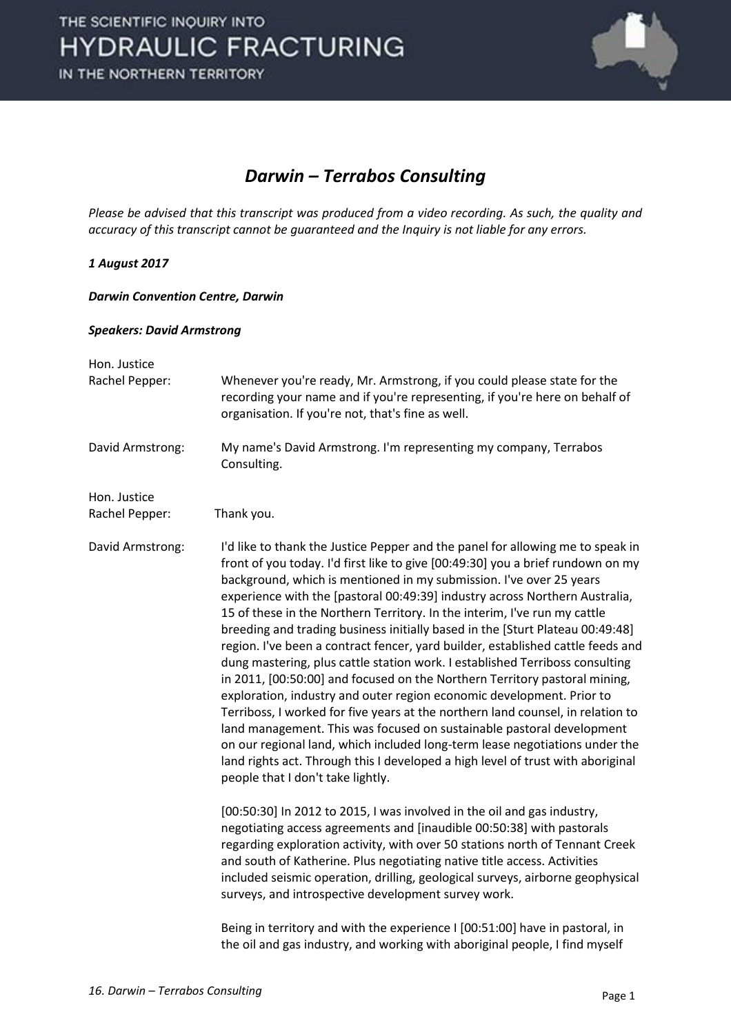# *Darwin – Terrabos Consulting*

*Please be advised that this transcript was produced from a video recording. As such, the quality and accuracy of this transcript cannot be guaranteed and the Inquiry is not liable for any errors.*

***1 August 2017***

***Darwin Convention Centre, Darwin***

***Speakers: David Armstrong***

| | |
|---|---|
| Hon. Justice Rachel Pepper: | Whenever you're ready, Mr. Armstrong, if you could please state for the recording your name and if you're representing, if you're here on behalf of organisation. If you're not, that's fine as well. |
| David Armstrong: | My name's David Armstrong. I'm representing my company, Terrabos Consulting. |
| Hon. Justice Rachel Pepper: | Thank you. |
| David Armstrong: | I'd like to thank the Justice Pepper and the panel for allowing me to speak in front of you today. I'd first like to give [00:49:30] you a brief rundown on my background, which is mentioned in my submission. I've over 25 years experience with the [pastoral 00:49:39] industry across Northern Australia, 15 of these in the Northern Territory. In the interim, I've run my cattle breeding and trading business initially based in the [Sturt Plateau 00:49:48] region. I've been a contract fencer, yard builder, established cattle feeds and dung mastering, plus cattle station work. I established Terriboss consulting in 2011, [00:50:00] and focused on the Northern Territory pastoral mining, exploration, industry and outer region economic development. Prior to Terriboss, I worked for five years at the northern land counsel, in relation to land management. This was focused on sustainable pastoral development on our regional land, which included long-term lease negotiations under the land rights act. Through this I developed a high level of trust with aboriginal people that I don't take lightly.<br><br>[00:50:30] In 2012 to 2015, I was involved in the oil and gas industry, negotiating access agreements and [inaudible 00:50:38] with pastorals regarding exploration activity, with over 50 stations north of Tennant Creek and south of Katherine. Plus negotiating native title access. Activities included seismic operation, drilling, geological surveys, airborne geophysical surveys, and introspective development survey work.<br><br>Being in territory and with the experience I [00:51:00] have in pastoral, in the oil and gas industry, and working with aboriginal people, I find myself |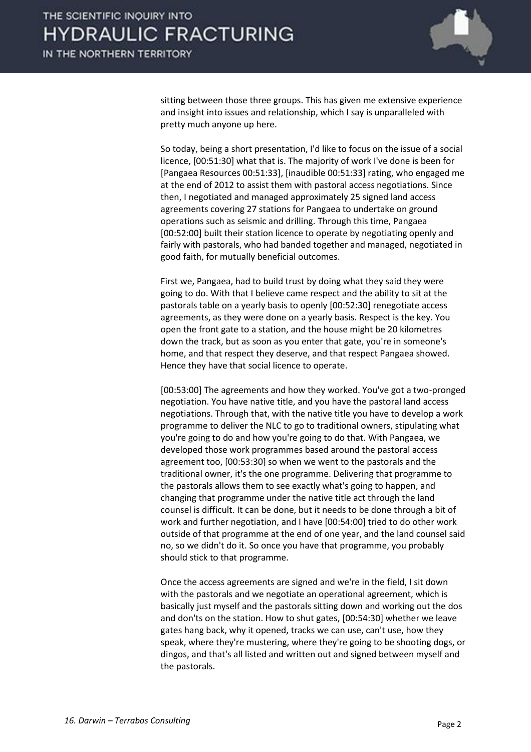sitting between those three groups. This has given me extensive experience and insight into issues and relationship, which I say is unparalleled with pretty much anyone up here.

So today, being a short presentation, I'd like to focus on the issue of a social licence, [00:51:30] what that is. The majority of work I've done is been for [Pangaea Resources 00:51:33], [inaudible 00:51:33] rating, who engaged me at the end of 2012 to assist them with pastoral access negotiations. Since then, I negotiated and managed approximately 25 signed land access agreements covering 27 stations for Pangaea to undertake on ground operations such as seismic and drilling. Through this time, Pangaea [00:52:00] built their station licence to operate by negotiating openly and fairly with pastorals, who had banded together and managed, negotiated in good faith, for mutually beneficial outcomes.

First we, Pangaea, had to build trust by doing what they said they were going to do. With that I believe came respect and the ability to sit at the pastorals table on a yearly basis to openly [00:52:30] renegotiate access agreements, as they were done on a yearly basis. Respect is the key. You open the front gate to a station, and the house might be 20 kilometres down the track, but as soon as you enter that gate, you're in someone's home, and that respect they deserve, and that respect Pangaea showed. Hence they have that social licence to operate.

[00:53:00] The agreements and how they worked. You've got a two-pronged negotiation. You have native title, and you have the pastoral land access negotiations. Through that, with the native title you have to develop a work programme to deliver the NLC to go to traditional owners, stipulating what you're going to do and how you're going to do that. With Pangaea, we developed those work programmes based around the pastoral access agreement too, [00:53:30] so when we went to the pastorals and the traditional owner, it's the one programme. Delivering that programme to the pastorals allows them to see exactly what's going to happen, and changing that programme under the native title act through the land counsel is difficult. It can be done, but it needs to be done through a bit of work and further negotiation, and I have [00:54:00] tried to do other work outside of that programme at the end of one year, and the land counsel said no, so we didn't do it. So once you have that programme, you probably should stick to that programme.

Once the access agreements are signed and we're in the field, I sit down with the pastorals and we negotiate an operational agreement, which is basically just myself and the pastorals sitting down and working out the dos and don'ts on the station. How to shut gates, [00:54:30] whether we leave gates hang back, why it opened, tracks we can use, can't use, how they speak, where they're mustering, where they're going to be shooting dogs, or dingos, and that's all listed and written out and signed between myself and the pastorals.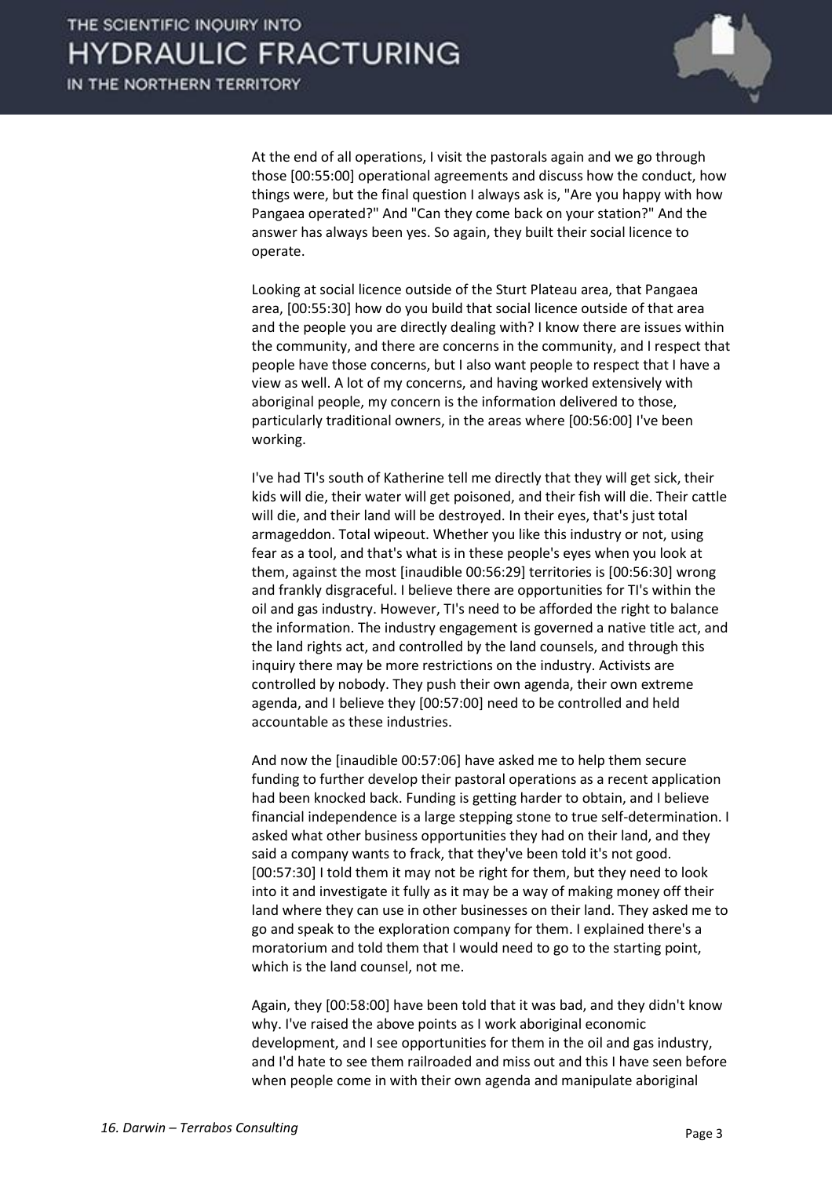At the end of all operations, I visit the pastorals again and we go through those [00:55:00] operational agreements and discuss how the conduct, how things were, but the final question I always ask is, "Are you happy with how Pangaea operated?" And "Can they come back on your station?" And the answer has always been yes. So again, they built their social licence to operate.

Looking at social licence outside of the Sturt Plateau area, that Pangaea area, [00:55:30] how do you build that social licence outside of that area and the people you are directly dealing with? I know there are issues within the community, and there are concerns in the community, and I respect that people have those concerns, but I also want people to respect that I have a view as well. A lot of my concerns, and having worked extensively with aboriginal people, my concern is the information delivered to those, particularly traditional owners, in the areas where [00:56:00] I've been working.

I've had TI's south of Katherine tell me directly that they will get sick, their kids will die, their water will get poisoned, and their fish will die. Their cattle will die, and their land will be destroyed. In their eyes, that's just total armageddon. Total wipeout. Whether you like this industry or not, using fear as a tool, and that's what is in these people's eyes when you look at them, against the most [inaudible 00:56:29] territories is [00:56:30] wrong and frankly disgraceful. I believe there are opportunities for TI's within the oil and gas industry. However, TI's need to be afforded the right to balance the information. The industry engagement is governed a native title act, and the land rights act, and controlled by the land counsels, and through this inquiry there may be more restrictions on the industry. Activists are controlled by nobody. They push their own agenda, their own extreme agenda, and I believe they [00:57:00] need to be controlled and held accountable as these industries.

And now the [inaudible 00:57:06] have asked me to help them secure funding to further develop their pastoral operations as a recent application had been knocked back. Funding is getting harder to obtain, and I believe financial independence is a large stepping stone to true self-determination. I asked what other business opportunities they had on their land, and they said a company wants to frack, that they've been told it's not good. [00:57:30] I told them it may not be right for them, but they need to look into it and investigate it fully as it may be a way of making money off their land where they can use in other businesses on their land. They asked me to go and speak to the exploration company for them. I explained there's a moratorium and told them that I would need to go to the starting point, which is the land counsel, not me.

Again, they [00:58:00] have been told that it was bad, and they didn't know why. I've raised the above points as I work aboriginal economic development, and I see opportunities for them in the oil and gas industry, and I'd hate to see them railroaded and miss out and this I have seen before when people come in with their own agenda and manipulate aboriginal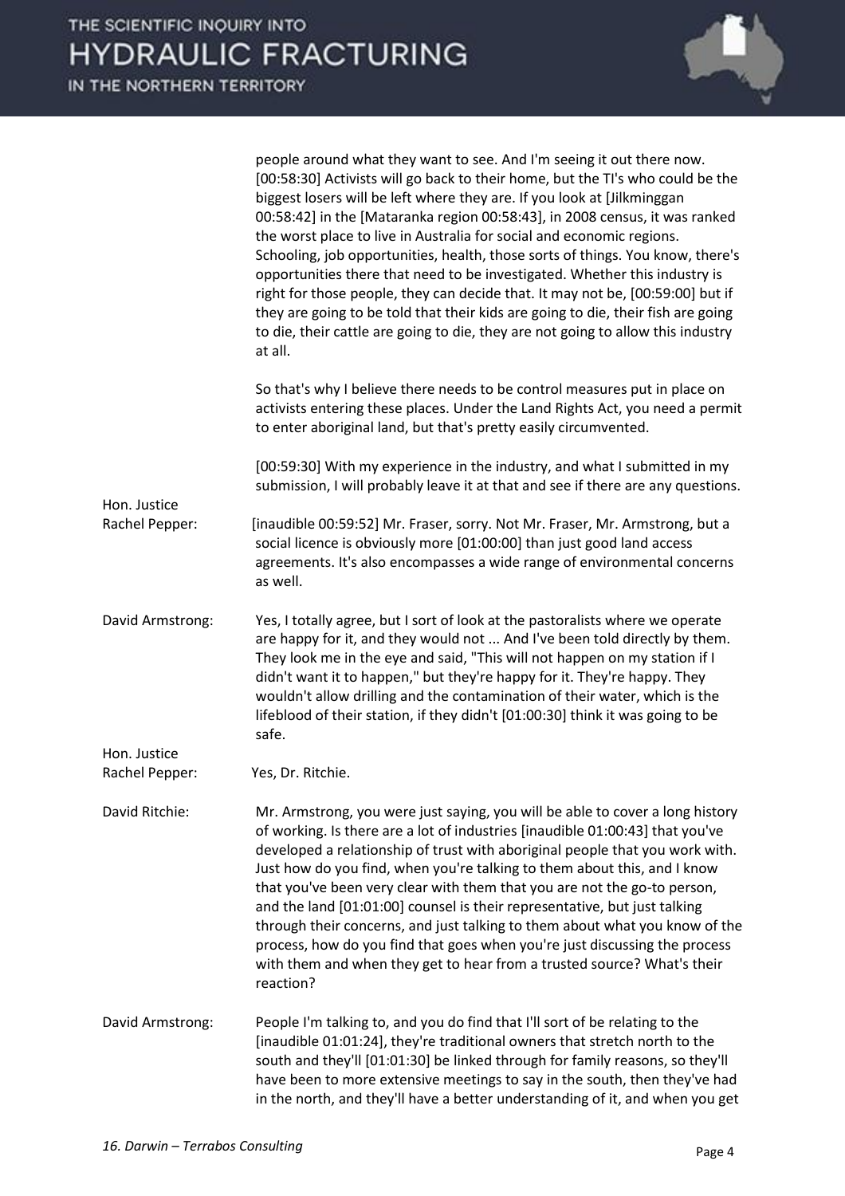people around what they want to see. And I'm seeing it out there now. [00:58:30] Activists will go back to their home, but the TI's who could be the biggest losers will be left where they are. If you look at [Jilkminggan 00:58:42] in the [Mataranka region 00:58:43], in 2008 census, it was ranked the worst place to live in Australia for social and economic regions. Schooling, job opportunities, health, those sorts of things. You know, there's opportunities there that need to be investigated. Whether this industry is right for those people, they can decide that. It may not be, [00:59:00] but if they are going to be told that their kids are going to die, their fish are going to die, their cattle are going to die, they are not going to allow this industry at all.

So that's why I believe there needs to be control measures put in place on activists entering these places. Under the Land Rights Act, you need a permit to enter aboriginal land, but that's pretty easily circumvented.

[00:59:30] With my experience in the industry, and what I submitted in my submission, I will probably leave it at that and see if there are any questions.

**Hon. Justice Rachel Pepper:** [inaudible 00:59:52] Mr. Fraser, sorry. Not Mr. Fraser, Mr. Armstrong, but a social licence is obviously more [01:00:00] than just good land access agreements. It's also encompasses a wide range of environmental concerns as well.

**David Armstrong:** Yes, I totally agree, but I sort of look at the pastoralists where we operate are happy for it, and they would not ... And I've been told directly by them. They look me in the eye and said, "This will not happen on my station if I didn't want it to happen," but they're happy for it. They're happy. They wouldn't allow drilling and the contamination of their water, which is the lifeblood of their station, if they didn't [01:00:30] think it was going to be safe.

**Hon. Justice Rachel Pepper:** Yes, Dr. Ritchie.

**David Ritchie:** Mr. Armstrong, you were just saying, you will be able to cover a long history of working. Is there are a lot of industries [inaudible 01:00:43] that you've developed a relationship of trust with aboriginal people that you work with. Just how do you find, when you're talking to them about this, and I know that you've been very clear with them that you are not the go-to person, and the land [01:01:00] counsel is their representative, but just talking through their concerns, and just talking to them about what you know of the process, how do you find that goes when you're just discussing the process with them and when they get to hear from a trusted source? What's their reaction?

**David Armstrong:** People I'm talking to, and you do find that I'll sort of be relating to the [inaudible 01:01:24], they're traditional owners that stretch north to the south and they'll [01:01:30] be linked through for family reasons, so they'll have been to more extensive meetings to say in the south, then they've had in the north, and they'll have a better understanding of it, and when you get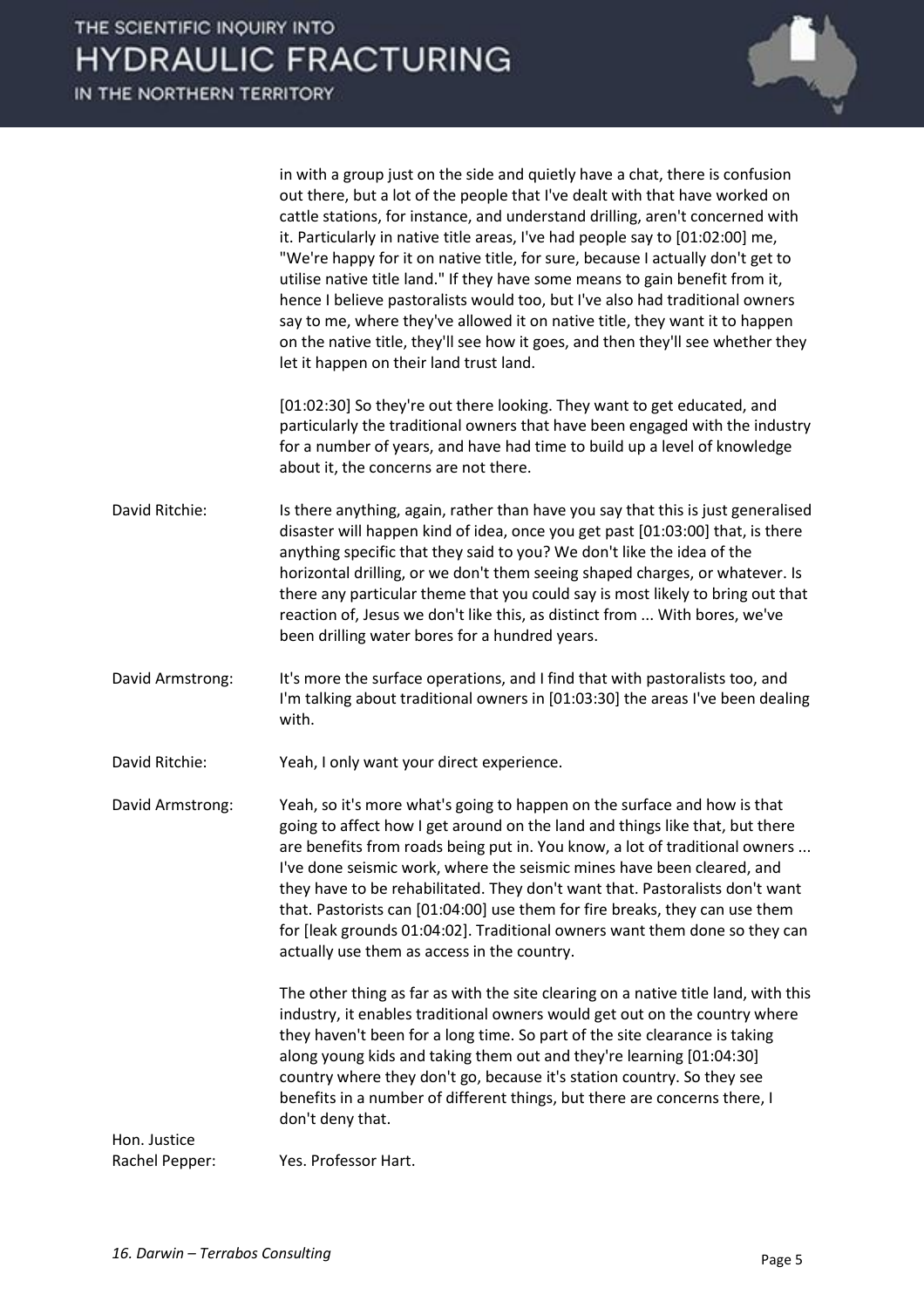in with a group just on the side and quietly have a chat, there is confusion out there, but a lot of the people that I've dealt with that have worked on cattle stations, for instance, and understand drilling, aren't concerned with it. Particularly in native title areas, I've had people say to [01:02:00] me, "We're happy for it on native title, for sure, because I actually don't get to utilise native title land." If they have some means to gain benefit from it, hence I believe pastoralists would too, but I've also had traditional owners say to me, where they've allowed it on native title, they want it to happen on the native title, they'll see how it goes, and then they'll see whether they let it happen on their land trust land.

[01:02:30] So they're out there looking. They want to get educated, and particularly the traditional owners that have been engaged with the industry for a number of years, and have had time to build up a level of knowledge about it, the concerns are not there.

David Ritchie: Is there anything, again, rather than have you say that this is just generalised disaster will happen kind of idea, once you get past [01:03:00] that, is there anything specific that they said to you? We don't like the idea of the horizontal drilling, or we don't them seeing shaped charges, or whatever. Is there any particular theme that you could say is most likely to bring out that reaction of, Jesus we don't like this, as distinct from ... With bores, we've been drilling water bores for a hundred years.

David Armstrong: It's more the surface operations, and I find that with pastoralists too, and I'm talking about traditional owners in [01:03:30] the areas I've been dealing with.

David Ritchie: Yeah, I only want your direct experience.

David Armstrong: Yeah, so it's more what's going to happen on the surface and how is that going to affect how I get around on the land and things like that, but there are benefits from roads being put in. You know, a lot of traditional owners ... I've done seismic work, where the seismic mines have been cleared, and they have to be rehabilitated. They don't want that. Pastoralists don't want that. Pastorists can [01:04:00] use them for fire breaks, they can use them for [leak grounds 01:04:02]. Traditional owners want them done so they can actually use them as access in the country.

The other thing as far as with the site clearing on a native title land, with this industry, it enables traditional owners would get out on the country where they haven't been for a long time. So part of the site clearance is taking along young kids and taking them out and they're learning [01:04:30] country where they don't go, because it's station country. So they see benefits in a number of different things, but there are concerns there, I don't deny that.

Hon. Justice Rachel Pepper: Yes. Professor Hart.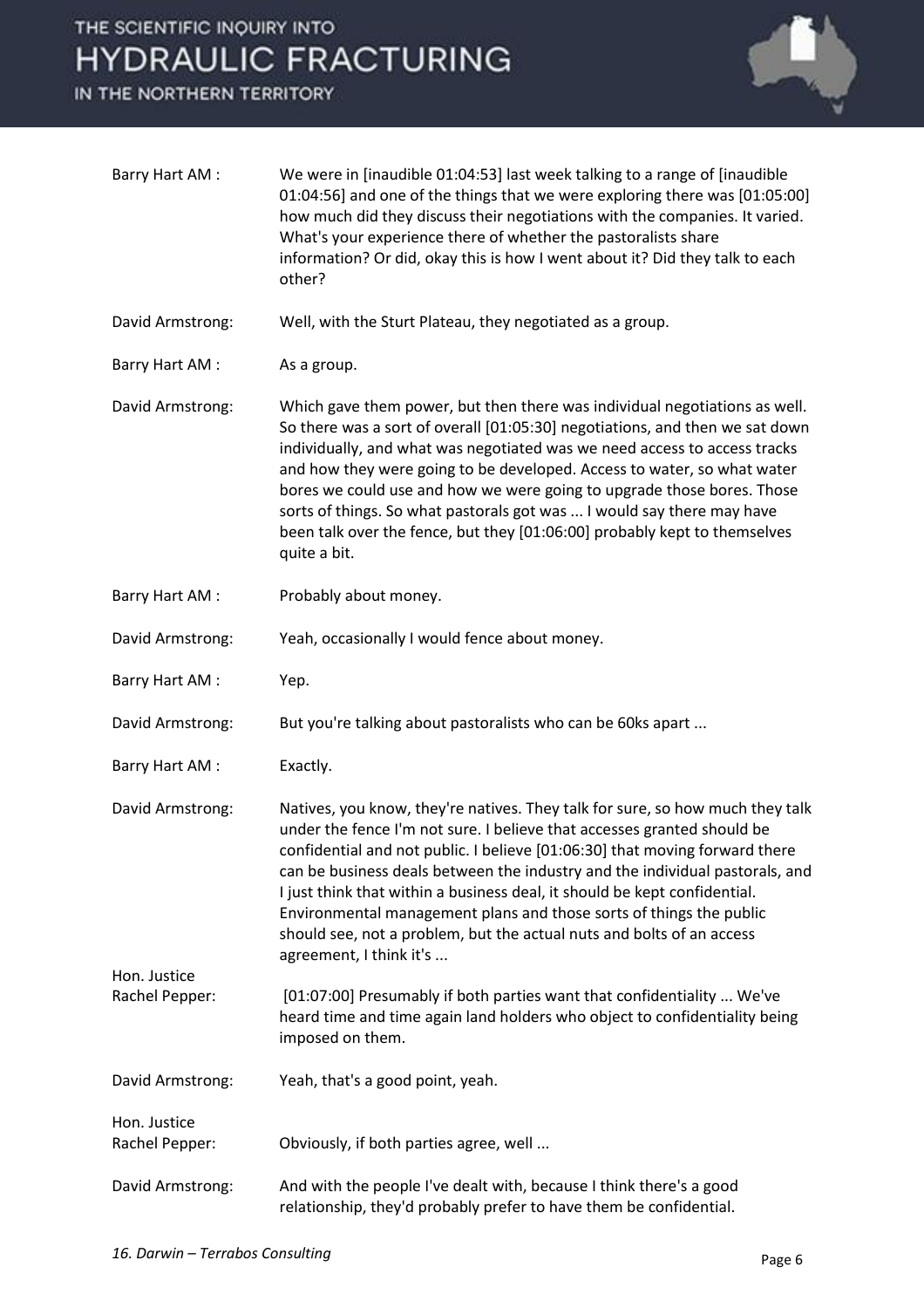Barry Hart AM : We were in [inaudible 01:04:53] last week talking to a range of [inaudible 01:04:56] and one of the things that we were exploring there was [01:05:00] how much did they discuss their negotiations with the companies. It varied. What's your experience there of whether the pastoralists share information? Or did, okay this is how I went about it? Did they talk to each other?

David Armstrong: Well, with the Sturt Plateau, they negotiated as a group.

Barry Hart AM : As a group.

David Armstrong: Which gave them power, but then there was individual negotiations as well. So there was a sort of overall [01:05:30] negotiations, and then we sat down individually, and what was negotiated was we need access to access tracks and how they were going to be developed. Access to water, so what water bores we could use and how we were going to upgrade those bores. Those sorts of things. So what pastorals got was ... I would say there may have been talk over the fence, but they [01:06:00] probably kept to themselves quite a bit.

Barry Hart AM : Probably about money.

David Armstrong: Yeah, occasionally I would fence about money.

Barry Hart AM : Yep.

David Armstrong: But you're talking about pastoralists who can be 60ks apart ...

Barry Hart AM : Exactly.

David Armstrong: Natives, you know, they're natives. They talk for sure, so how much they talk under the fence I'm not sure. I believe that accesses granted should be confidential and not public. I believe [01:06:30] that moving forward there can be business deals between the industry and the individual pastorals, and I just think that within a business deal, it should be kept confidential. Environmental management plans and those sorts of things the public should see, not a problem, but the actual nuts and bolts of an access agreement, I think it's ...

Hon. Justice Rachel Pepper: [01:07:00] Presumably if both parties want that confidentiality ... We've heard time and time again land holders who object to confidentiality being imposed on them.

David Armstrong: Yeah, that's a good point, yeah.

Hon. Justice Rachel Pepper: Obviously, if both parties agree, well ...

David Armstrong: And with the people I've dealt with, because I think there's a good relationship, they'd probably prefer to have them be confidential.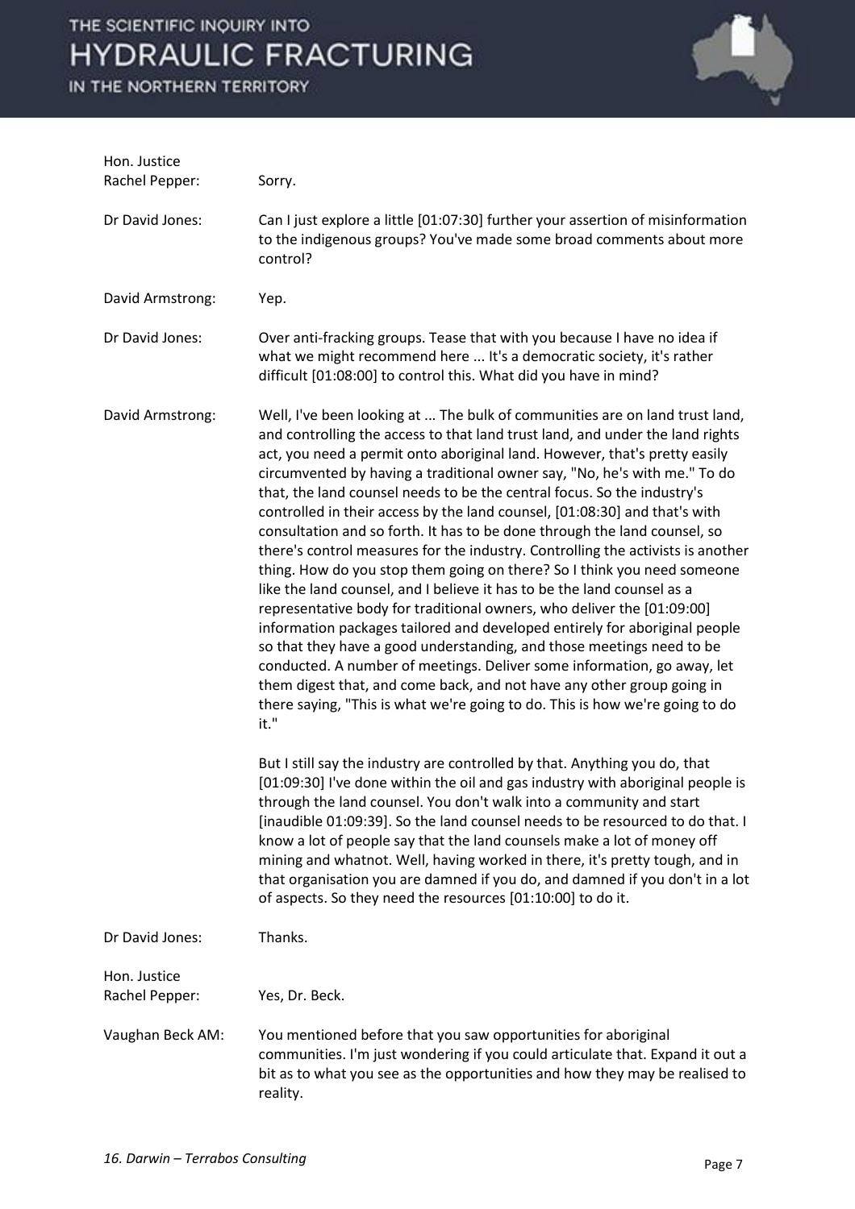Hon. Justice Rachel Pepper: Sorry.

Dr David Jones: Can I just explore a little [01:07:30] further your assertion of misinformation to the indigenous groups? You've made some broad comments about more control?

David Armstrong: Yep.

Dr David Jones: Over anti-fracking groups. Tease that with you because I have no idea if what we might recommend here ... It's a democratic society, it's rather difficult [01:08:00] to control this. What did you have in mind?

David Armstrong: Well, I've been looking at ... The bulk of communities are on land trust land, and controlling the access to that land trust land, and under the land rights act, you need a permit onto aboriginal land. However, that's pretty easily circumvented by having a traditional owner say, "No, he's with me." To do that, the land counsel needs to be the central focus. So the industry's controlled in their access by the land counsel, [01:08:30] and that's with consultation and so forth. It has to be done through the land counsel, so there's control measures for the industry. Controlling the activists is another thing. How do you stop them going on there? So I think you need someone like the land counsel, and I believe it has to be the land counsel as a representative body for traditional owners, who deliver the [01:09:00] information packages tailored and developed entirely for aboriginal people so that they have a good understanding, and those meetings need to be conducted. A number of meetings. Deliver some information, go away, let them digest that, and come back, and not have any other group going in there saying, "This is what we're going to do. This is how we're going to do it."

But I still say the industry are controlled by that. Anything you do, that [01:09:30] I've done within the oil and gas industry with aboriginal people is through the land counsel. You don't walk into a community and start [inaudible 01:09:39]. So the land counsel needs to be resourced to do that. I know a lot of people say that the land counsels make a lot of money off mining and whatnot. Well, having worked in there, it's pretty tough, and in that organisation you are damned if you do, and damned if you don't in a lot of aspects. So they need the resources [01:10:00] to do it.

Dr David Jones: Thanks.

Hon. Justice Rachel Pepper: Yes, Dr. Beck.

Vaughan Beck AM: You mentioned before that you saw opportunities for aboriginal communities. I'm just wondering if you could articulate that. Expand it out a bit as to what you see as the opportunities and how they may be realised to reality.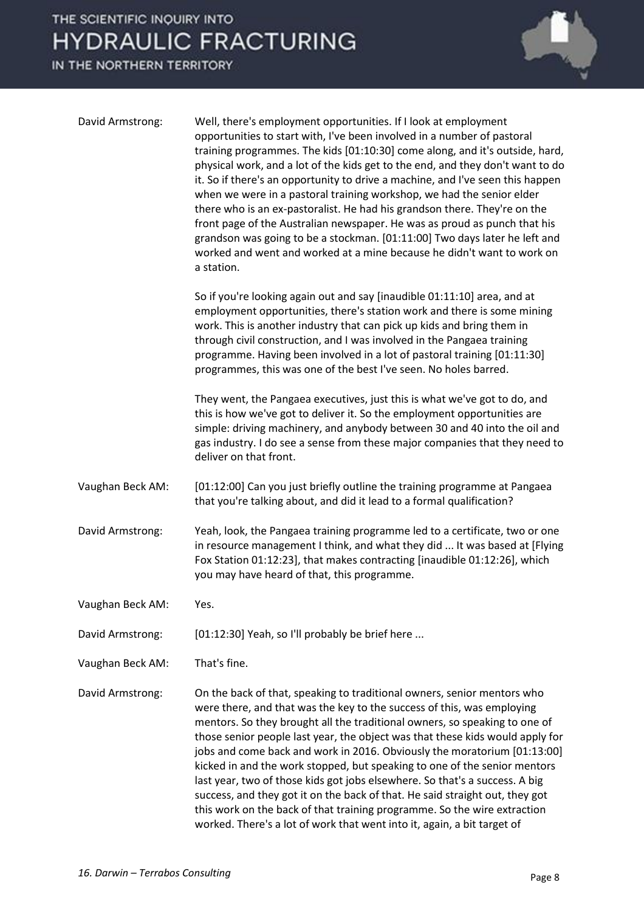David Armstrong: Well, there's employment opportunities. If I look at employment opportunities to start with, I've been involved in a number of pastoral training programmes. The kids [01:10:30] come along, and it's outside, hard, physical work, and a lot of the kids get to the end, and they don't want to do it. So if there's an opportunity to drive a machine, and I've seen this happen when we were in a pastoral training workshop, we had the senior elder there who is an ex-pastoralist. He had his grandson there. They're on the front page of the Australian newspaper. He was as proud as punch that his grandson was going to be a stockman. [01:11:00] Two days later he left and worked and went and worked at a mine because he didn't want to work on a station.

So if you're looking again out and say [inaudible 01:11:10] area, and at employment opportunities, there's station work and there is some mining work. This is another industry that can pick up kids and bring them in through civil construction, and I was involved in the Pangaea training programme. Having been involved in a lot of pastoral training [01:11:30] programmes, this was one of the best I've seen. No holes barred.

They went, the Pangaea executives, just this is what we've got to do, and this is how we've got to deliver it. So the employment opportunities are simple: driving machinery, and anybody between 30 and 40 into the oil and gas industry. I do see a sense from these major companies that they need to deliver on that front.

Vaughan Beck AM: [01:12:00] Can you just briefly outline the training programme at Pangaea that you're talking about, and did it lead to a formal qualification?

David Armstrong: Yeah, look, the Pangaea training programme led to a certificate, two or one in resource management I think, and what they did ... It was based at [Flying Fox Station 01:12:23], that makes contracting [inaudible 01:12:26], which you may have heard of that, this programme.

Vaughan Beck AM: Yes.

David Armstrong: [01:12:30] Yeah, so I'll probably be brief here ...

Vaughan Beck AM: That's fine.

David Armstrong: On the back of that, speaking to traditional owners, senior mentors who were there, and that was the key to the success of this, was employing mentors. So they brought all the traditional owners, so speaking to one of those senior people last year, the object was that these kids would apply for jobs and come back and work in 2016. Obviously the moratorium [01:13:00] kicked in and the work stopped, but speaking to one of the senior mentors last year, two of those kids got jobs elsewhere. So that's a success. A big success, and they got it on the back of that. He said straight out, they got this work on the back of that training programme. So the wire extraction worked. There's a lot of work that went into it, again, a bit target of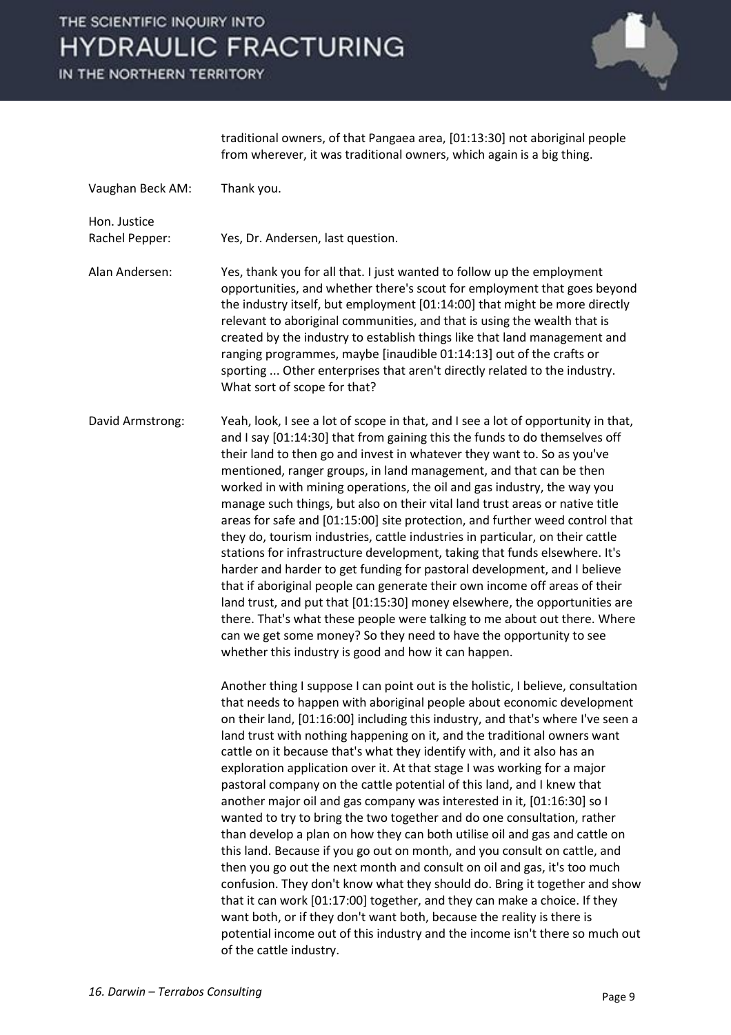traditional owners, of that Pangaea area, [01:13:30] not aboriginal people from wherever, it was traditional owners, which again is a big thing.

**Vaughan Beck AM:** Thank you.

**Hon. Justice Rachel Pepper:** Yes, Dr. Andersen, last question.

**Alan Andersen:** Yes, thank you for all that. I just wanted to follow up the employment opportunities, and whether there's scout for employment that goes beyond the industry itself, but employment [01:14:00] that might be more directly relevant to aboriginal communities, and that is using the wealth that is created by the industry to establish things like that land management and ranging programmes, maybe [inaudible 01:14:13] out of the crafts or sporting ... Other enterprises that aren't directly related to the industry. What sort of scope for that?

**David Armstrong:** Yeah, look, I see a lot of scope in that, and I see a lot of opportunity in that, and I say [01:14:30] that from gaining this the funds to do themselves off their land to then go and invest in whatever they want to. So as you've mentioned, ranger groups, in land management, and that can be then worked in with mining operations, the oil and gas industry, the way you manage such things, but also on their vital land trust areas or native title areas for safe and [01:15:00] site protection, and further weed control that they do, tourism industries, cattle industries in particular, on their cattle stations for infrastructure development, taking that funds elsewhere. It's harder and harder to get funding for pastoral development, and I believe that if aboriginal people can generate their own income off areas of their land trust, and put that [01:15:30] money elsewhere, the opportunities are there. That's what these people were talking to me about out there. Where can we get some money? So they need to have the opportunity to see whether this industry is good and how it can happen.

Another thing I suppose I can point out is the holistic, I believe, consultation that needs to happen with aboriginal people about economic development on their land, [01:16:00] including this industry, and that's where I've seen a land trust with nothing happening on it, and the traditional owners want cattle on it because that's what they identify with, and it also has an exploration application over it. At that stage I was working for a major pastoral company on the cattle potential of this land, and I knew that another major oil and gas company was interested in it, [01:16:30] so I wanted to try to bring the two together and do one consultation, rather than develop a plan on how they can both utilise oil and gas and cattle on this land. Because if you go out on month, and you consult on cattle, and then you go out the next month and consult on oil and gas, it's too much confusion. They don't know what they should do. Bring it together and show that it can work [01:17:00] together, and they can make a choice. If they want both, or if they don't want both, because the reality is there is potential income out of this industry and the income isn't there so much out of the cattle industry.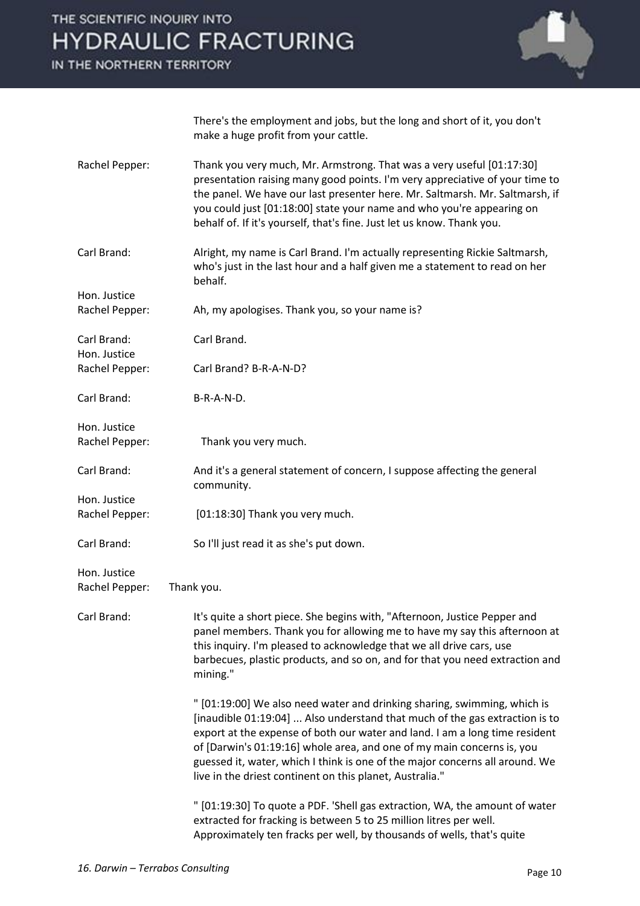| | |
|---|---|
| | There's the employment and jobs, but the long and short of it, you don't make a huge profit from your cattle. |
| Rachel Pepper: | Thank you very much, Mr. Armstrong. That was a very useful [01:17:30] presentation raising many good points. I'm very appreciative of your time to the panel. We have our last presenter here. Mr. Saltmarsh. Mr. Saltmarsh, if you could just [01:18:00] state your name and who you're appearing on behalf of. If it's yourself, that's fine. Just let us know. Thank you. |
| Carl Brand: | Alright, my name is Carl Brand. I'm actually representing Rickie Saltmarsh, who's just in the last hour and a half given me a statement to read on her behalf. |
| Hon. Justice Rachel Pepper: | Ah, my apologises. Thank you, so your name is? |
| Carl Brand: | Carl Brand. |
| Hon. Justice Rachel Pepper: | Carl Brand? B-R-A-N-D? |
| Carl Brand: | B-R-A-N-D. |
| Hon. Justice Rachel Pepper: | Thank you very much. |
| Carl Brand: | And it's a general statement of concern, I suppose affecting the general community. |
| Hon. Justice Rachel Pepper: | [01:18:30] Thank you very much. |
| Carl Brand: | So I'll just read it as she's put down. |
| Hon. Justice Rachel Pepper: | Thank you. |
| Carl Brand: | It's quite a short piece. She begins with, "Afternoon, Justice Pepper and panel members. Thank you for allowing me to have my say this afternoon at this inquiry. I'm pleased to acknowledge that we all drive cars, use barbecues, plastic products, and so on, and for that you need extraction and mining."<br><br>" [01:19:00] We also need water and drinking sharing, swimming, which is [inaudible 01:19:04] ... Also understand that much of the gas extraction is to export at the expense of both our water and land. I am a long time resident of [Darwin's 01:19:16] whole area, and one of my main concerns is, you guessed it, water, which I think is one of the major concerns all around. We live in the driest continent on this planet, Australia."<br><br>" [01:19:30] To quote a PDF. 'Shell gas extraction, WA, the amount of water extracted for fracking is between 5 to 25 million litres per well. Approximately ten fracks per well, by thousands of wells, that's quite |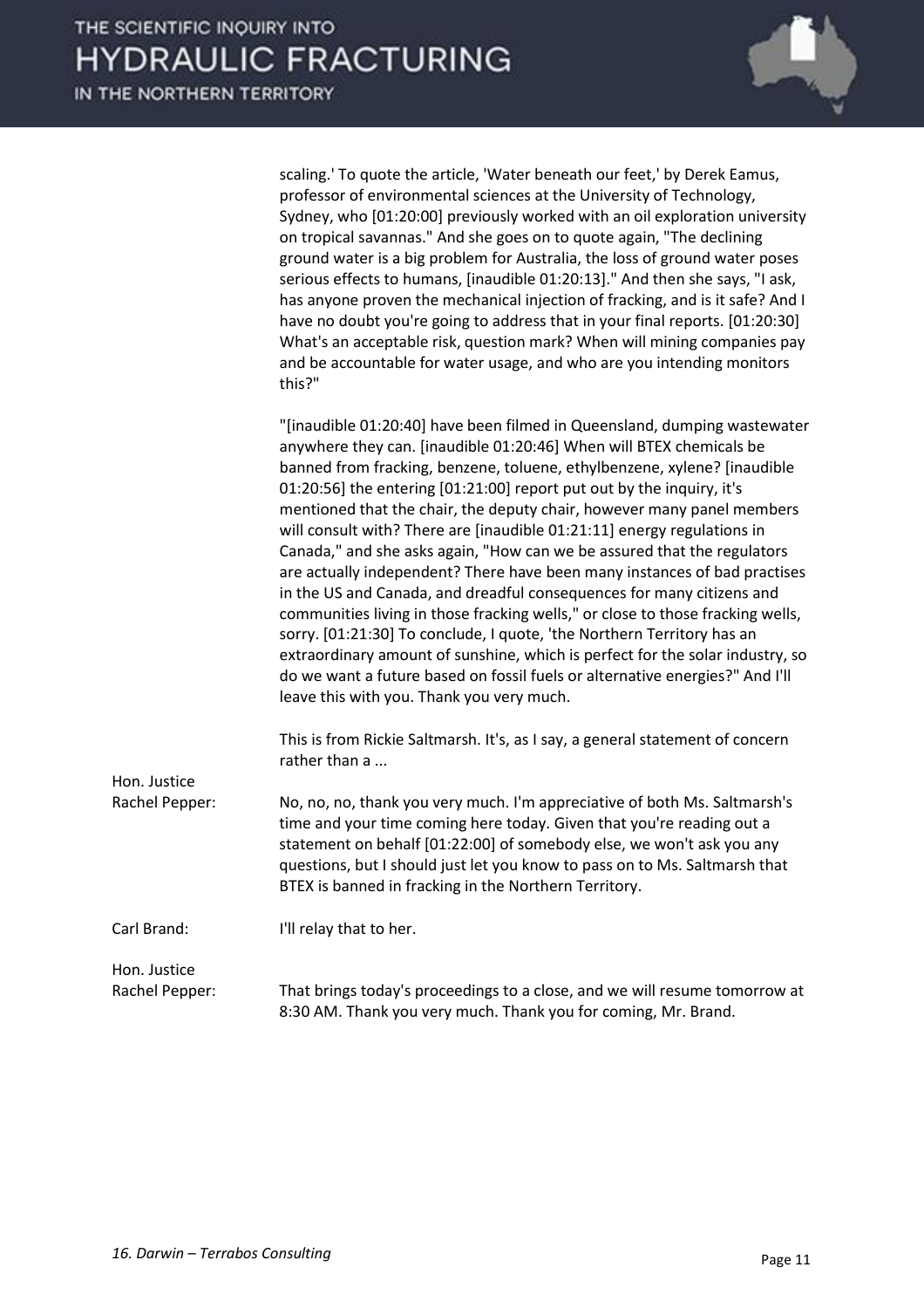scaling.' To quote the article, 'Water beneath our feet,' by Derek Eamus, professor of environmental sciences at the University of Technology, Sydney, who [01:20:00] previously worked with an oil exploration university on tropical savannas." And she goes on to quote again, "The declining ground water is a big problem for Australia, the loss of ground water poses serious effects to humans, [inaudible 01:20:13]." And then she says, "I ask, has anyone proven the mechanical injection of fracking, and is it safe? And I have no doubt you're going to address that in your final reports. [01:20:30] What's an acceptable risk, question mark? When will mining companies pay and be accountable for water usage, and who are you intending monitors this?"

"[inaudible 01:20:40] have been filmed in Queensland, dumping wastewater anywhere they can. [inaudible 01:20:46] When will BTEX chemicals be banned from fracking, benzene, toluene, ethylbenzene, xylene? [inaudible 01:20:56] the entering [01:21:00] report put out by the inquiry, it's mentioned that the chair, the deputy chair, however many panel members will consult with? There are [inaudible 01:21:11] energy regulations in Canada," and she asks again, "How can we be assured that the regulators are actually independent? There have been many instances of bad practises in the US and Canada, and dreadful consequences for many citizens and communities living in those fracking wells," or close to those fracking wells, sorry. [01:21:30] To conclude, I quote, 'the Northern Territory has an extraordinary amount of sunshine, which is perfect for the solar industry, so do we want a future based on fossil fuels or alternative energies?" And I'll leave this with you. Thank you very much.

This is from Rickie Saltmarsh. It's, as I say, a general statement of concern rather than a ...

**Hon. Justice Rachel Pepper:** No, no, no, thank you very much. I'm appreciative of both Ms. Saltmarsh's time and your time coming here today. Given that you're reading out a statement on behalf [01:22:00] of somebody else, we won't ask you any questions, but I should just let you know to pass on to Ms. Saltmarsh that BTEX is banned in fracking in the Northern Territory.

**Carl Brand:** I'll relay that to her.

**Hon. Justice Rachel Pepper:** That brings today's proceedings to a close, and we will resume tomorrow at 8:30 AM. Thank you very much. Thank you for coming, Mr. Brand.